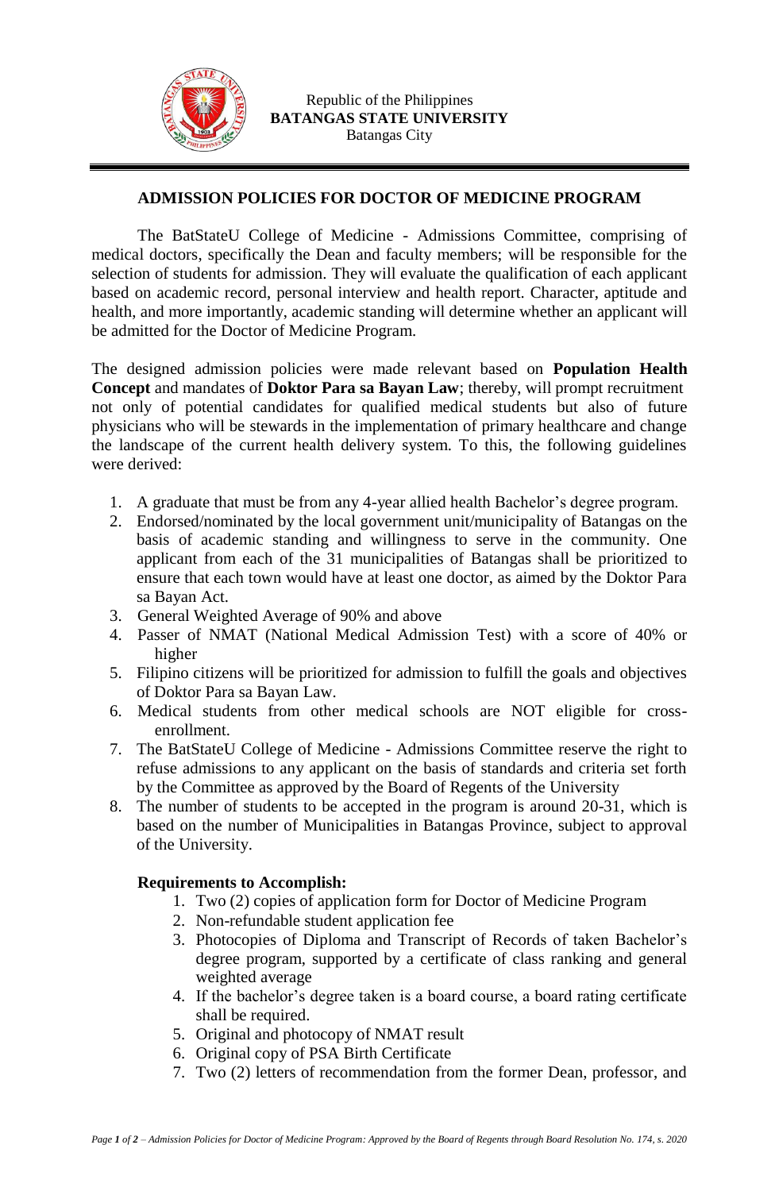Republic of the Philippines
**BATANGAS STATE UNIVERSITY**
Batangas City

## ADMISSION POLICIES FOR DOCTOR OF MEDICINE PROGRAM

The BatStateU College of Medicine - Admissions Committee, comprising of medical doctors, specifically the Dean and faculty members; will be responsible for the selection of students for admission. They will evaluate the qualification of each applicant based on academic record, personal interview and health report. Character, aptitude and health, and more importantly, academic standing will determine whether an applicant will be admitted for the Doctor of Medicine Program.

The designed admission policies were made relevant based on **Population Health Concept** and mandates of **Doktor Para sa Bayan Law**; thereby, will prompt recruitment not only of potential candidates for qualified medical students but also of future physicians who will be stewards in the implementation of primary healthcare and change the landscape of the current health delivery system. To this, the following guidelines were derived:

1. A graduate that must be from any 4-year allied health Bachelor's degree program.
2. Endorsed/nominated by the local government unit/municipality of Batangas on the basis of academic standing and willingness to serve in the community. One applicant from each of the 31 municipalities of Batangas shall be prioritized to ensure that each town would have at least one doctor, as aimed by the Doktor Para sa Bayan Act.
3. General Weighted Average of 90% and above
4. Passer of NMAT (National Medical Admission Test) with a score of 40% or higher
5. Filipino citizens will be prioritized for admission to fulfill the goals and objectives of Doktor Para sa Bayan Law.
6. Medical students from other medical schools are NOT eligible for cross-enrollment.
7. The BatStateU College of Medicine - Admissions Committee reserve the right to refuse admissions to any applicant on the basis of standards and criteria set forth by the Committee as approved by the Board of Regents of the University
8. The number of students to be accepted in the program is around 20-31, which is based on the number of Municipalities in Batangas Province, subject to approval of the University.

### Requirements to Accomplish:

1. Two (2) copies of application form for Doctor of Medicine Program
2. Non-refundable student application fee
3. Photocopies of Diploma and Transcript of Records of taken Bachelor's degree program, supported by a certificate of class ranking and general weighted average
4. If the bachelor's degree taken is a board course, a board rating certificate shall be required.
5. Original and photocopy of NMAT result
6. Original copy of PSA Birth Certificate
7. Two (2) letters of recommendation from the former Dean, professor, and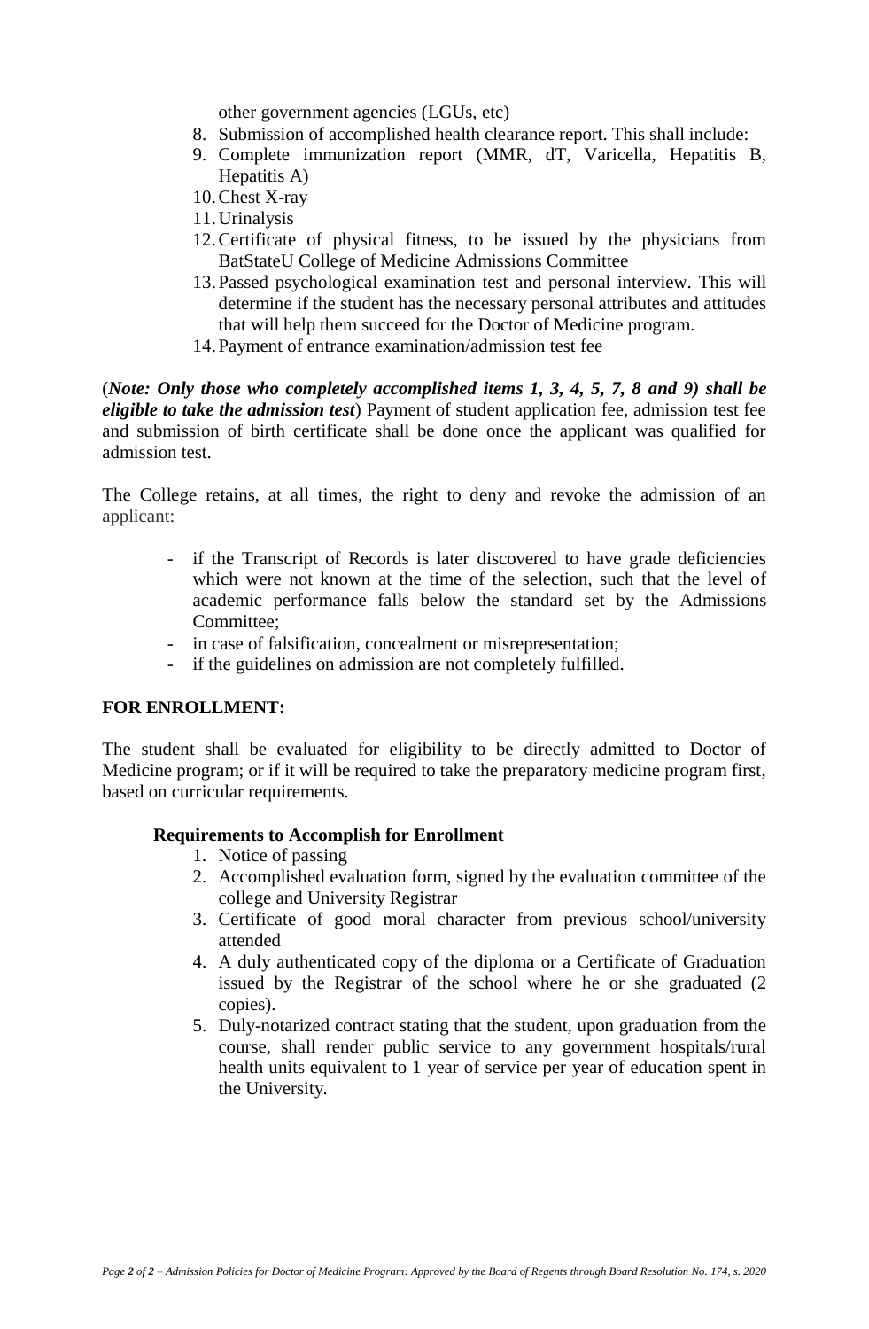other government agencies (LGUs, etc)

8. Submission of accomplished health clearance report. This shall include:
9. Complete immunization report (MMR, dT, Varicella, Hepatitis B, Hepatitis A)
10. Chest X-ray
11. Urinalysis
12. Certificate of physical fitness, to be issued by the physicians from BatStateU College of Medicine Admissions Committee
13. Passed psychological examination test and personal interview. This will determine if the student has the necessary personal attributes and attitudes that will help them succeed for the Doctor of Medicine program.
14. Payment of entrance examination/admission test fee

(***Note: Only those who completely accomplished items 1, 3, 4, 5, 7, 8 and 9) shall be eligible to take the admission test***) Payment of student application fee, admission test fee and submission of birth certificate shall be done once the applicant was qualified for admission test.

The College retains, at all times, the right to deny and revoke the admission of an applicant:

- if the Transcript of Records is later discovered to have grade deficiencies which were not known at the time of the selection, such that the level of academic performance falls below the standard set by the Admissions Committee;
- in case of falsification, concealment or misrepresentation;
- if the guidelines on admission are not completely fulfilled.

**FOR ENROLLMENT:**

The student shall be evaluated for eligibility to be directly admitted to Doctor of Medicine program; or if it will be required to take the preparatory medicine program first, based on curricular requirements.

**Requirements to Accomplish for Enrollment**

1. Notice of passing
2. Accomplished evaluation form, signed by the evaluation committee of the college and University Registrar
3. Certificate of good moral character from previous school/university attended
4. A duly authenticated copy of the diploma or a Certificate of Graduation issued by the Registrar of the school where he or she graduated (2 copies).
5. Duly-notarized contract stating that the student, upon graduation from the course, shall render public service to any government hospitals/rural health units equivalent to 1 year of service per year of education spent in the University.